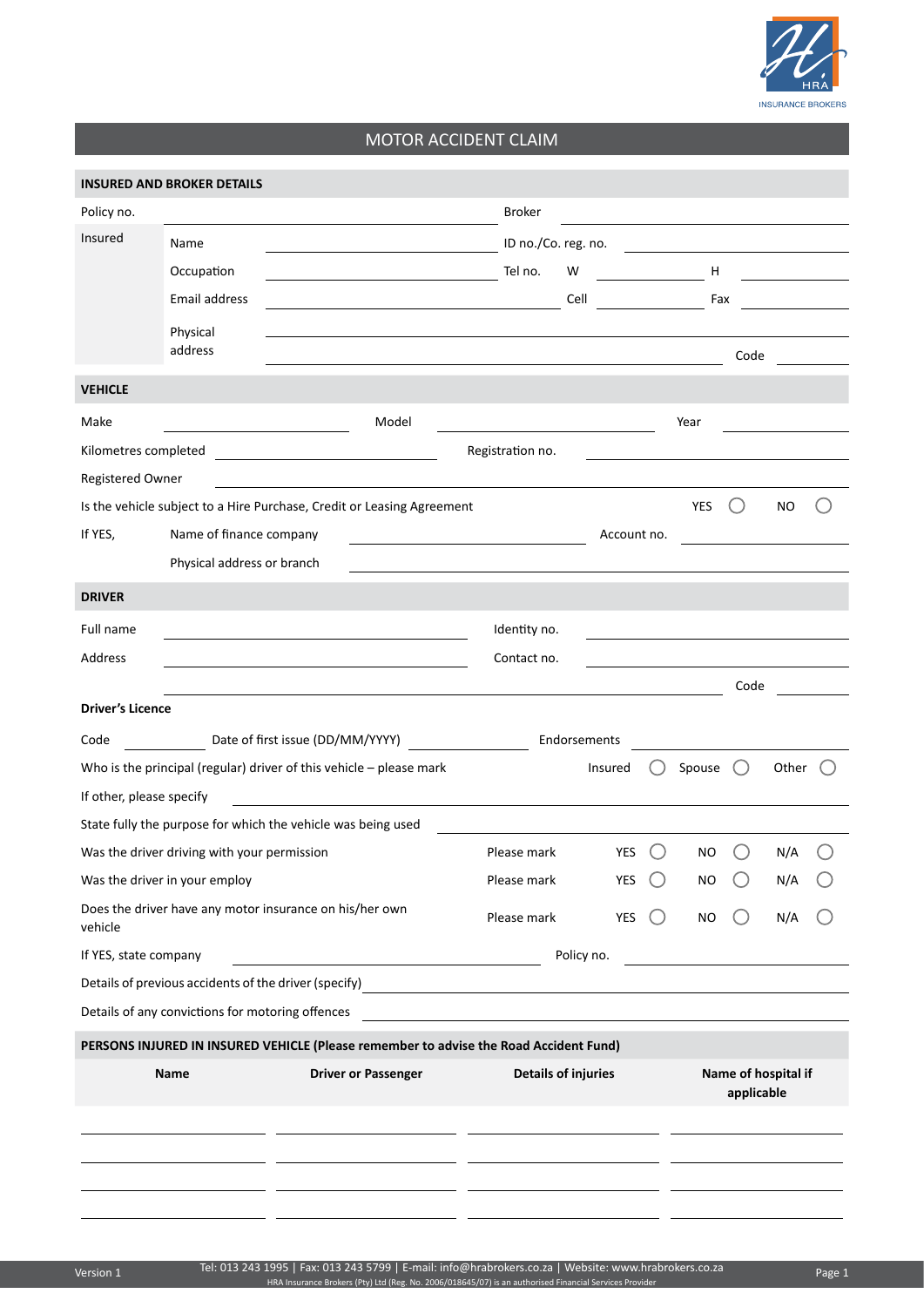HRA INSURANCE BROKERS

# MOTOR ACCIDENT CLAIM

## INSURED AND BROKER DETAILS

Policy no. ______________________ Broker ______________________

Insured
- Name ______________________ ID no./Co. reg. no. ______________________
- Occupation ______________________ Tel no. W ____________ H ____________
- Email address ______________________ Cell ____________ Fax ____________
- Physical address ______________________ Code ____________

## VEHICLE

Make ____________ Model ____________ Year ____________

Kilometres completed ____________ Registration no. ____________

Registered Owner ______________________

Is the vehicle subject to a Hire Purchase, Credit or Leasing Agreement YES ○ NO ○

If YES,
- Name of finance company ____________ Account no. ____________
- Physical address or branch ______________________

## DRIVER

Full name ______________________ Identity no. ______________________

Address ______________________ Contact no. ______________________

______________________ Code ____________

**Driver's Licence**

Code ____________ Date of first issue (DD/MM/YYYY) ____________ Endorsements ____________

Who is the principal (regular) driver of this vehicle – please mark Insured ○ Spouse ○ Other ○

If other, please specify ______________________

State fully the purpose for which the vehicle was being used ______________________

Was the driver driving with your permission Please mark YES ○ NO ○ N/A ○

Was the driver in your employ Please mark YES ○ NO ○ N/A ○

Does the driver have any motor insurance on his/her own vehicle Please mark YES ○ NO ○ N/A ○

If YES, state company ____________ Policy no. ____________

Details of previous accidents of the driver (specify) ______________________

Details of any convictions for motoring offences ______________________

## PERSONS INJURED IN INSURED VEHICLE (Please remember to advise the Road Accident Fund)

| Name | Driver or Passenger | Details of injuries | Name of hospital if applicable |
| --- | --- | --- | --- |
| | | | |
| | | | |
| | | | |
| | | | |

Version 1 Tel: 013 243 1995 | Fax: 013 243 5799 | E-mail: info@hrabrokers.co.za | Website: www.hrabrokers.co.za
HRA Insurance Brokers (Pty) Ltd (Reg. No. 2006/018645/07) is an authorised Financial Services Provider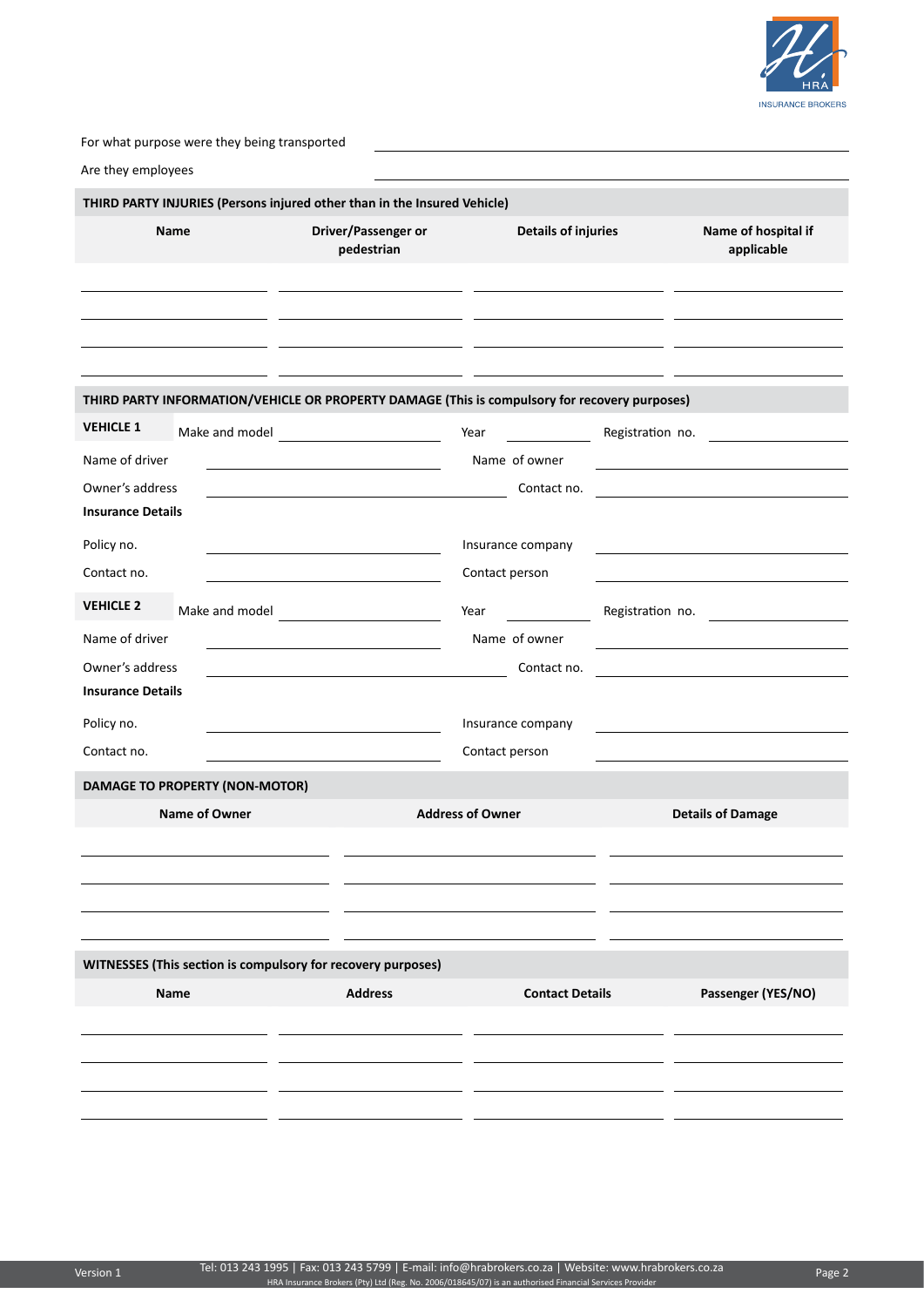For what purpose were they being transported \_\_\_\_\_\_\_\_\_\_\_\_\_\_\_\_\_\_\_\_

Are they employees \_\_\_\_\_\_\_\_\_\_\_\_\_\_\_\_\_\_\_\_

## THIRD PARTY INJURIES (Persons injured other than in the Insured Vehicle)

| Name | Driver/Passenger or pedestrian | Details of injuries | Name of hospital if applicable |
|---|---|---|---|
| | | | |
| | | | |
| | | | |
| | | | |

## THIRD PARTY INFORMATION/VEHICLE OR PROPERTY DAMAGE (This is compulsory for recovery purposes)

**VEHICLE 1** Make and model \_\_\_\_\_\_\_\_ Year \_\_\_\_\_\_\_\_ Registration no. \_\_\_\_\_\_\_\_

Name of driver \_\_\_\_\_\_\_\_ Name of owner \_\_\_\_\_\_\_\_

Owner's address \_\_\_\_\_\_\_\_ Contact no. \_\_\_\_\_\_\_\_

**Insurance Details**

Policy no. \_\_\_\_\_\_\_\_ Insurance company \_\_\_\_\_\_\_\_

Contact no. \_\_\_\_\_\_\_\_ Contact person \_\_\_\_\_\_\_\_

**VEHICLE 2** Make and model \_\_\_\_\_\_\_\_ Year \_\_\_\_\_\_\_\_ Registration no. \_\_\_\_\_\_\_\_

Name of driver \_\_\_\_\_\_\_\_ Name of owner \_\_\_\_\_\_\_\_

Owner's address \_\_\_\_\_\_\_\_ Contact no. \_\_\_\_\_\_\_\_

**Insurance Details**

Policy no. \_\_\_\_\_\_\_\_ Insurance company \_\_\_\_\_\_\_\_

Contact no. \_\_\_\_\_\_\_\_ Contact person \_\_\_\_\_\_\_\_

## DAMAGE TO PROPERTY (NON-MOTOR)

| Name of Owner | Address of Owner | Details of Damage |
|---|---|---|
| | | |
| | | |
| | | |
| | | |

## WITNESSES (This section is compulsory for recovery purposes)

| Name | Address | Contact Details | Passenger (YES/NO) |
|---|---|---|---|
| | | | |
| | | | |
| | | | |
| | | | |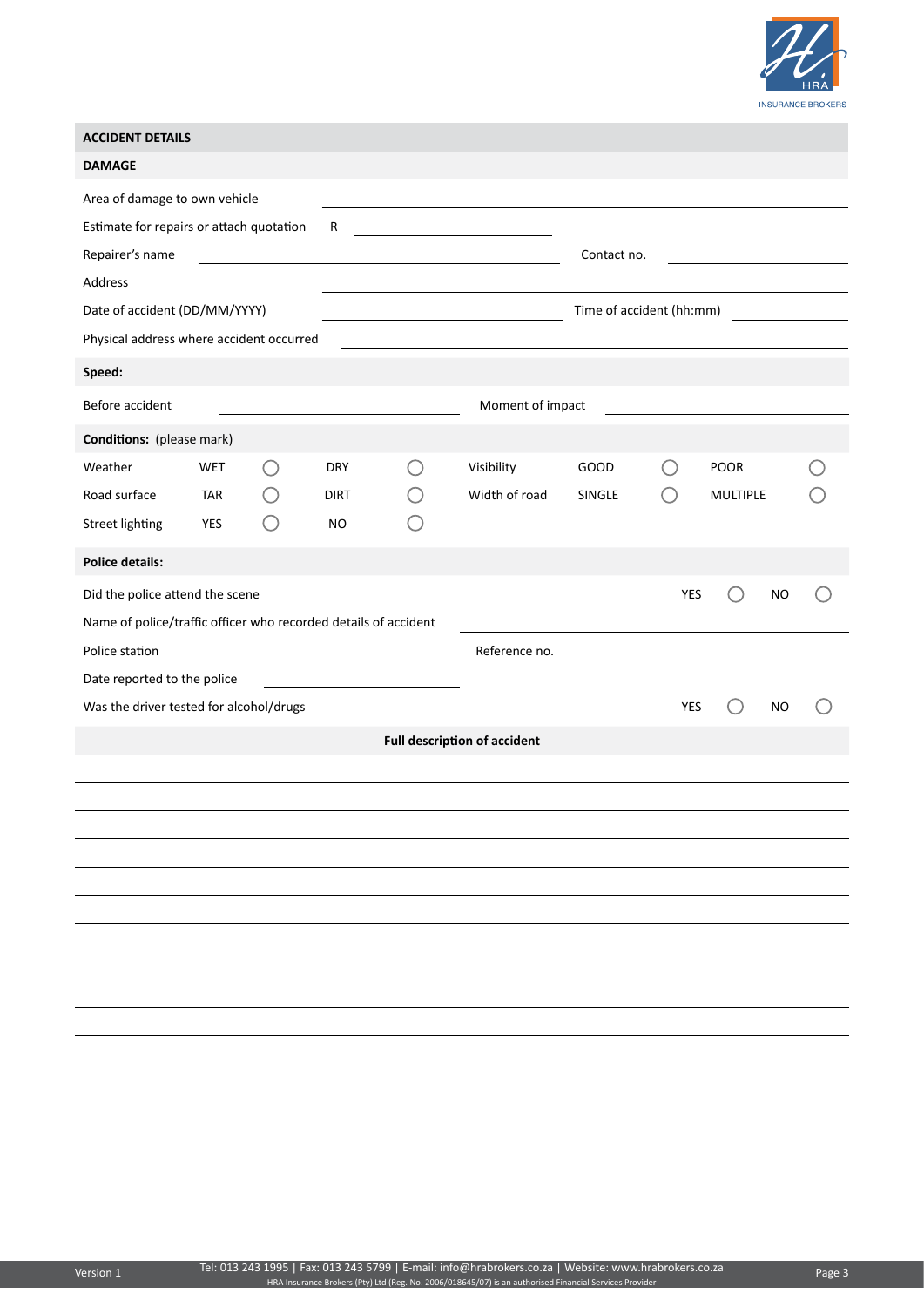## ACCIDENT DETAILS

### DAMAGE

Area of damage to own vehicle ______________________________

Estimate for repairs or attach quotation R ______________________________

Repairer's name ______________________________ Contact no. ______________________________

Address ______________________________

Date of accident (DD/MM/YYYY) ______________________________ Time of accident (hh:mm) ______________________________

Physical address where accident occurred ______________________________

### Speed:

Before accident ______________________________ Moment of impact ______________________________

### Conditions: (please mark)

| | | | | | | | | | |
|---|---|---|---|---|---|---|---|---|---|
| Weather | WET | ◯ | DRY | ◯ | Visibility | GOOD | ◯ | POOR | ◯ |
| Road surface | TAR | ◯ | DIRT | ◯ | Width of road | SINGLE | ◯ | MULTIPLE | ◯ |
| Street lighting | YES | ◯ | NO | ◯ | | | | | |

### Police details:

Did the police attend the scene YES ◯ NO ◯

Name of police/traffic officer who recorded details of accident ______________________________

Police station ______________________________ Reference no. ______________________________

Date reported to the police ______________________________

Was the driver tested for alcohol/drugs YES ◯ NO ◯

### Full description of accident

______________________________

______________________________

______________________________

______________________________

______________________________

______________________________

______________________________

______________________________

______________________________

______________________________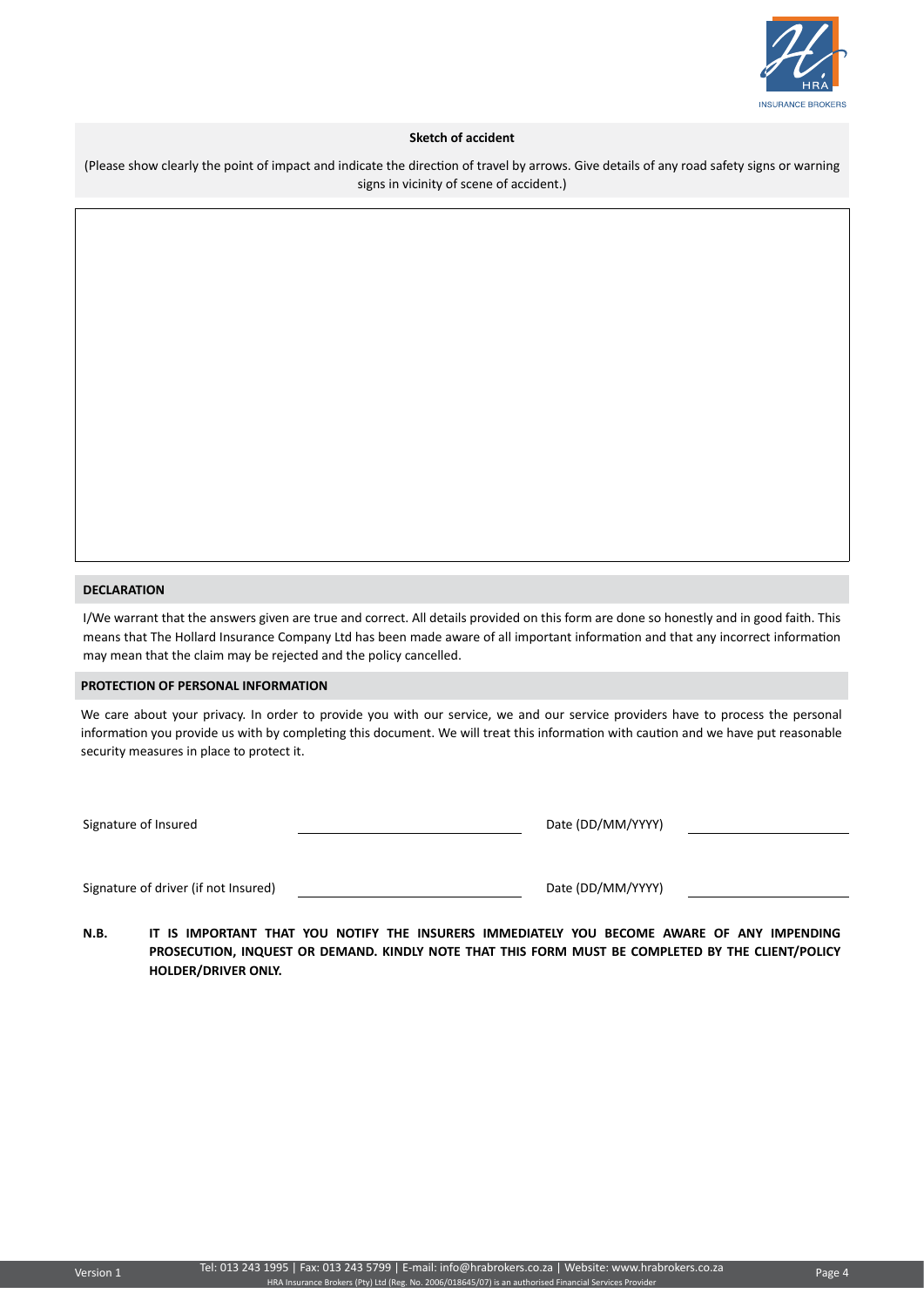**Sketch of accident**

(Please show clearly the point of impact and indicate the direction of travel by arrows. Give details of any road safety signs or warning signs in vicinity of scene of accident.)

**DECLARATION**

I/We warrant that the answers given are true and correct. All details provided on this form are done so honestly and in good faith. This means that The Hollard Insurance Company Ltd has been made aware of all important information and that any incorrect information may mean that the claim may be rejected and the policy cancelled.

**PROTECTION OF PERSONAL INFORMATION**

We care about your privacy. In order to provide you with our service, we and our service providers have to process the personal information you provide us with by completing this document. We will treat this information with caution and we have put reasonable security measures in place to protect it.

Signature of Insured ______________________ Date (DD/MM/YYYY) ______________________

Signature of driver (if not Insured) ______________________ Date (DD/MM/YYYY) ______________________

**N.B. IT IS IMPORTANT THAT YOU NOTIFY THE INSURERS IMMEDIATELY YOU BECOME AWARE OF ANY IMPENDING PROSECUTION, INQUEST OR DEMAND. KINDLY NOTE THAT THIS FORM MUST BE COMPLETED BY THE CLIENT/POLICY HOLDER/DRIVER ONLY.**